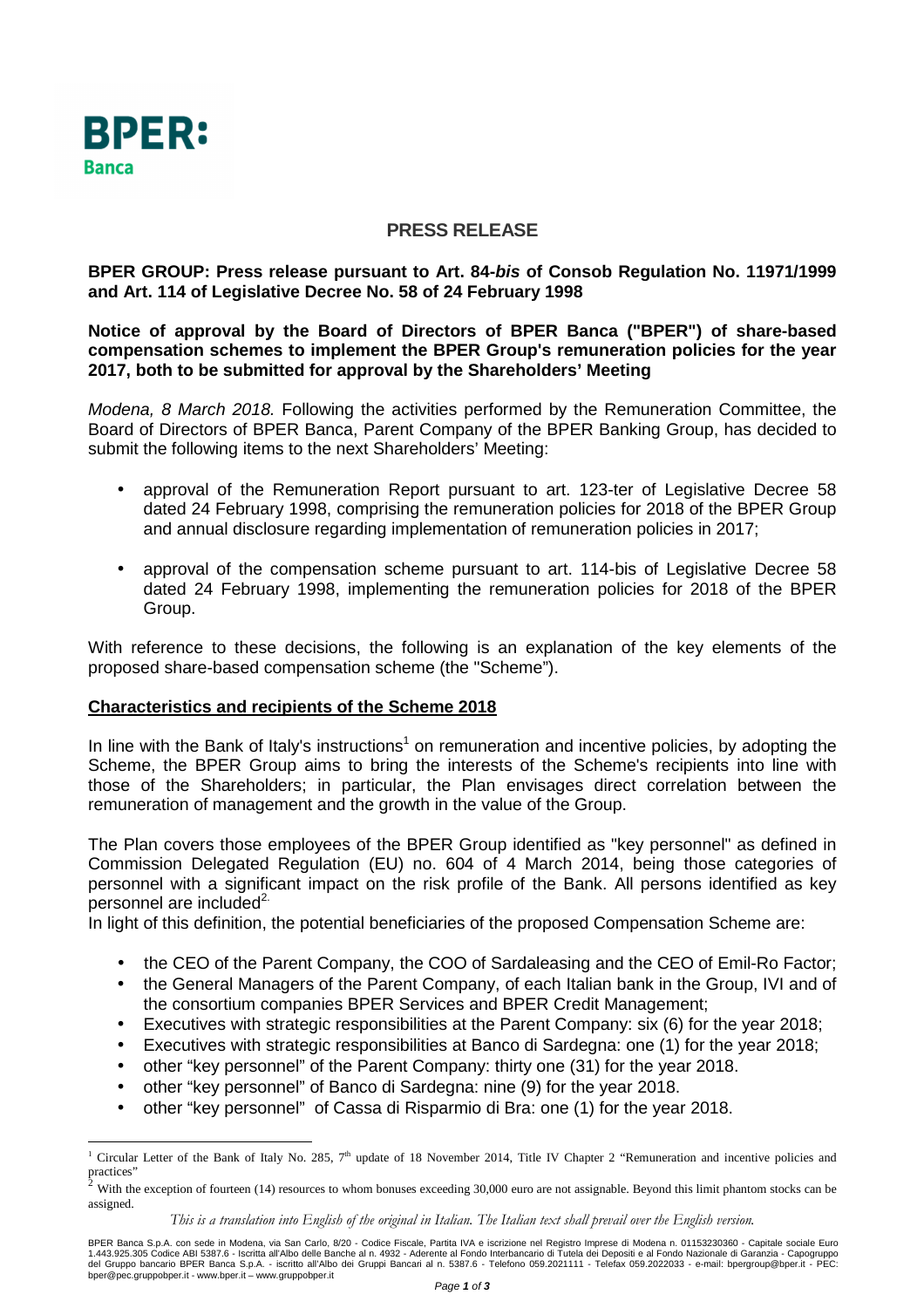BPER: Banca

# PRESS RELEASE

**BPER GROUP: Press release pursuant to Art. 84-*bis* of Consob Regulation No. 11971/1999 and Art. 114 of Legislative Decree No. 58 of 24 February 1998**

**Notice of approval by the Board of Directors of BPER Banca ("BPER") of share-based compensation schemes to implement the BPER Group's remuneration policies for the year 2017, both to be submitted for approval by the Shareholders' Meeting**

*Modena, 8 March 2018.* Following the activities performed by the Remuneration Committee, the Board of Directors of BPER Banca, Parent Company of the BPER Banking Group, has decided to submit the following items to the next Shareholders' Meeting:

- approval of the Remuneration Report pursuant to art. 123-ter of Legislative Decree 58 dated 24 February 1998, comprising the remuneration policies for 2018 of the BPER Group and annual disclosure regarding implementation of remuneration policies in 2017;
- approval of the compensation scheme pursuant to art. 114-bis of Legislative Decree 58 dated 24 February 1998, implementing the remuneration policies for 2018 of the BPER Group.

With reference to these decisions, the following is an explanation of the key elements of the proposed share-based compensation scheme (the "Scheme").

**Characteristics and recipients of the Scheme 2018**

In line with the Bank of Italy's instructions[1] on remuneration and incentive policies, by adopting the Scheme, the BPER Group aims to bring the interests of the Scheme's recipients into line with those of the Shareholders; in particular, the Plan envisages direct correlation between the remuneration of management and the growth in the value of the Group.

The Plan covers those employees of the BPER Group identified as "key personnel" as defined in Commission Delegated Regulation (EU) no. 604 of 4 March 2014, being those categories of personnel with a significant impact on the risk profile of the Bank. All persons identified as key personnel are included[2].

In light of this definition, the potential beneficiaries of the proposed Compensation Scheme are:

- the CEO of the Parent Company, the COO of Sardaleasing and the CEO of Emil-Ro Factor;
- the General Managers of the Parent Company, of each Italian bank in the Group, IVI and of the consortium companies BPER Services and BPER Credit Management;
- Executives with strategic responsibilities at the Parent Company: six (6) for the year 2018;
- Executives with strategic responsibilities at Banco di Sardegna: one (1) for the year 2018;
- other "key personnel" of the Parent Company: thirty one (31) for the year 2018.
- other "key personnel" of Banco di Sardegna: nine (9) for the year 2018.
- other "key personnel" of Cassa di Risparmio di Bra: one (1) for the year 2018.

---

[1] Circular Letter of the Bank of Italy No. 285, 7th update of 18 November 2014, Title IV Chapter 2 "Remuneration and incentive policies and practices"

[2] With the exception of fourteen (14) resources to whom bonuses exceeding 30,000 euro are not assignable. Beyond this limit phantom stocks can be assigned.

*This is a translation into English of the original in Italian. The Italian text shall prevail over the English version.*

BPER Banca S.p.A. con sede in Modena, via San Carlo, 8/20 - Codice Fiscale, Partita IVA e iscrizione nel Registro Imprese di Modena n. 01153230360 - Capitale sociale Euro 1.443.925.305 Codice ABI 5387.6 - Iscritta all'Albo delle Banche al n. 4932 - Aderente al Fondo Interbancario di Tutela dei Depositi e al Fondo Nazionale di Garanzia - Capogruppo del Gruppo bancario BPER Banca S.p.A. - iscritto all'Albo dei Gruppi Bancari al n. 5387.6 - Telefono 059.2021111 - Telefax 059.2022033 - e-mail: bpergroup@bper.it - PEC: bper@pec.gruppobper.it - www.bper.it – www.gruppobper.it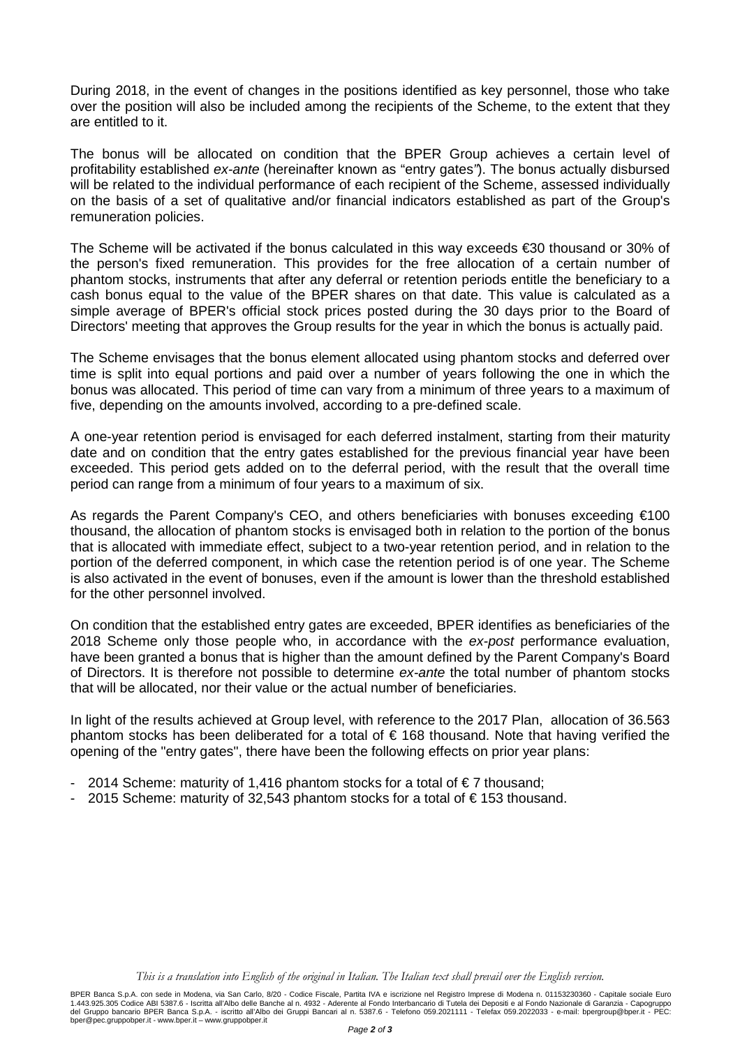During 2018, in the event of changes in the positions identified as key personnel, those who take over the position will also be included among the recipients of the Scheme, to the extent that they are entitled to it.

The bonus will be allocated on condition that the BPER Group achieves a certain level of profitability established *ex-ante* (hereinafter known as "entry gates"). The bonus actually disbursed will be related to the individual performance of each recipient of the Scheme, assessed individually on the basis of a set of qualitative and/or financial indicators established as part of the Group's remuneration policies.

The Scheme will be activated if the bonus calculated in this way exceeds €30 thousand or 30% of the person's fixed remuneration. This provides for the free allocation of a certain number of phantom stocks, instruments that after any deferral or retention periods entitle the beneficiary to a cash bonus equal to the value of the BPER shares on that date. This value is calculated as a simple average of BPER's official stock prices posted during the 30 days prior to the Board of Directors' meeting that approves the Group results for the year in which the bonus is actually paid.

The Scheme envisages that the bonus element allocated using phantom stocks and deferred over time is split into equal portions and paid over a number of years following the one in which the bonus was allocated. This period of time can vary from a minimum of three years to a maximum of five, depending on the amounts involved, according to a pre-defined scale.

A one-year retention period is envisaged for each deferred instalment, starting from their maturity date and on condition that the entry gates established for the previous financial year have been exceeded. This period gets added on to the deferral period, with the result that the overall time period can range from a minimum of four years to a maximum of six.

As regards the Parent Company's CEO, and others beneficiaries with bonuses exceeding €100 thousand, the allocation of phantom stocks is envisaged both in relation to the portion of the bonus that is allocated with immediate effect, subject to a two-year retention period, and in relation to the portion of the deferred component, in which case the retention period is of one year. The Scheme is also activated in the event of bonuses, even if the amount is lower than the threshold established for the other personnel involved.

On condition that the established entry gates are exceeded, BPER identifies as beneficiaries of the 2018 Scheme only those people who, in accordance with the *ex-post* performance evaluation, have been granted a bonus that is higher than the amount defined by the Parent Company's Board of Directors. It is therefore not possible to determine *ex-ante* the total number of phantom stocks that will be allocated, nor their value or the actual number of beneficiaries.

In light of the results achieved at Group level, with reference to the 2017 Plan, allocation of 36.563 phantom stocks has been deliberated for a total of € 168 thousand. Note that having verified the opening of the "entry gates", there have been the following effects on prior year plans:

- 2014 Scheme: maturity of 1,416 phantom stocks for a total of € 7 thousand;
- 2015 Scheme: maturity of 32,543 phantom stocks for a total of € 153 thousand.

*This is a translation into English of the original in Italian. The Italian text shall prevail over the English version.*

BPER Banca S.p.A. con sede in Modena, via San Carlo, 8/20 - Codice Fiscale, Partita IVA e iscrizione nel Registro Imprese di Modena n. 01153230360 - Capitale sociale Euro 1.443.925.305 Codice ABI 5387.6 - Iscritta all'Albo delle Banche al n. 4932 - Aderente al Fondo Interbancario di Tutela dei Depositi e al Fondo Nazionale di Garanzia - Capogruppo del Gruppo bancario BPER Banca S.p.A. - iscritto all'Albo dei Gruppi Bancari al n. 5387.6 - Telefono 059.2021111 - Telefax 059.2022033 - e-mail: bpergroup@bper.it - PEC: bper@pec.gruppobper.it - www.bper.it – www.gruppobper.it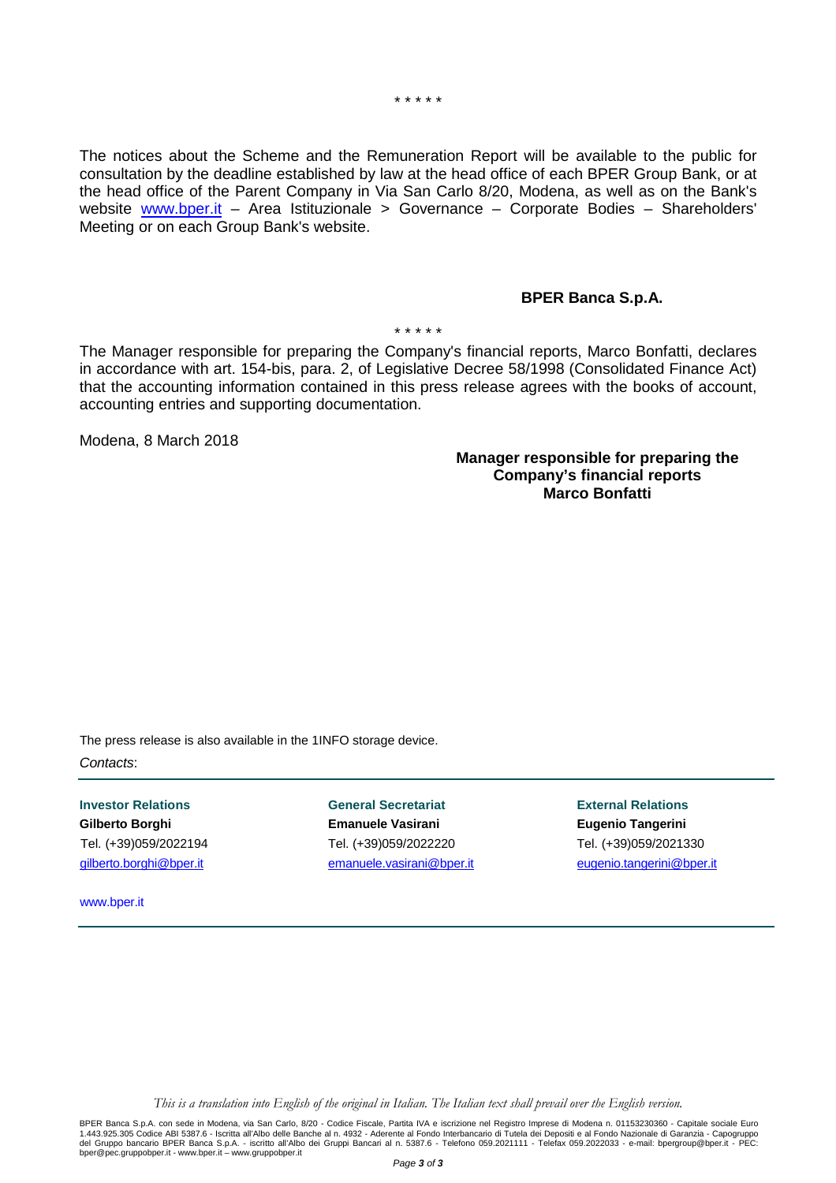\* \* \* \* \*

The notices about the Scheme and the Remuneration Report will be available to the public for consultation by the deadline established by law at the head office of each BPER Group Bank, or at the head office of the Parent Company in Via San Carlo 8/20, Modena, as well as on the Bank's website www.bper.it – Area Istituzionale > Governance – Corporate Bodies – Shareholders' Meeting or on each Group Bank's website.

**BPER Banca S.p.A.**

\* \* \* \* \*

The Manager responsible for preparing the Company's financial reports, Marco Bonfatti, declares in accordance with art. 154-bis, para. 2, of Legislative Decree 58/1998 (Consolidated Finance Act) that the accounting information contained in this press release agrees with the books of account, accounting entries and supporting documentation.

Modena, 8 March 2018

**Manager responsible for preparing the Company's financial reports**
**Marco Bonfatti**

The press release is also available in the 1INFO storage device.

*Contacts*:

**Investor Relations**
**Gilberto Borghi**
Tel. (+39)059/2022194
gilberto.borghi@bper.it

**General Secretariat**
**Emanuele Vasirani**
Tel. (+39)059/2022220
emanuele.vasirani@bper.it

**External Relations**
**Eugenio Tangerini**
Tel. (+39)059/2021330
eugenio.tangerini@bper.it

www.bper.it

*This is a translation into English of the original in Italian. The Italian text shall prevail over the English version.*

BPER Banca S.p.A. con sede in Modena, via San Carlo, 8/20 - Codice Fiscale, Partita IVA e iscrizione nel Registro Imprese di Modena n. 01153230360 - Capitale sociale Euro 1.443.925.305 Codice ABI 5387.6 - Iscritta all'Albo delle Banche al n. 4932 - Aderente al Fondo Interbancario di Tutela dei Depositi e al Fondo Nazionale di Garanzia - Capogruppo del Gruppo bancario BPER Banca S.p.A. - iscritto all'Albo dei Gruppi Bancari al n. 5387.6 - Telefono 059.2021111 - Telefax 059.2022033 - e-mail: bpergroup@bper.it - PEC: bper@pec.gruppobper.it - www.bper.it – www.gruppobper.it